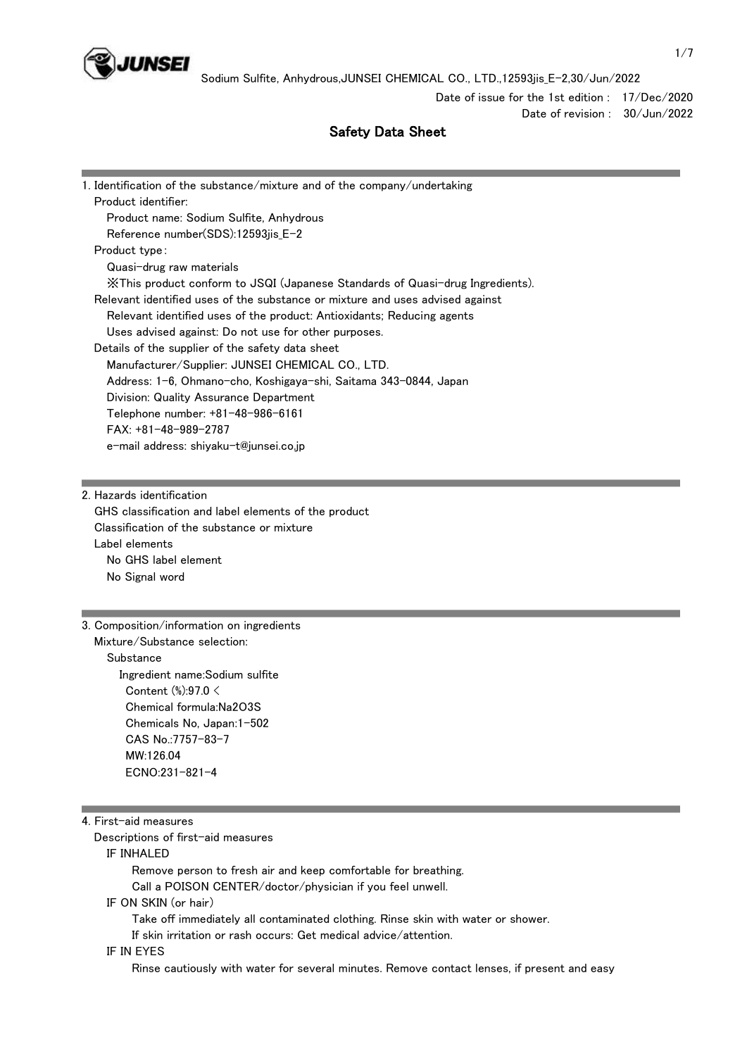Date of issue for the 1st edition : 17/Dec/2020
Date of revision : 30/Jun/2022

# Safety Data Sheet

## 1. Identification of the substance/mixture and of the company/undertaking

Product identifier:
- Product name: Sodium Sulfite, Anhydrous
- Reference number(SDS):12593jis_E-2

Product type:
- Quasi-drug raw materials
- ※This product conform to JSQI (Japanese Standards of Quasi-drug Ingredients).

Relevant identified uses of the substance or mixture and uses advised against
- Relevant identified uses of the product: Antioxidants; Reducing agents
- Uses advised against: Do not use for other purposes.

Details of the supplier of the safety data sheet
- Manufacturer/Supplier: JUNSEI CHEMICAL CO., LTD.
- Address: 1-6, Ohmano-cho, Koshigaya-shi, Saitama 343-0844, Japan
- Division: Quality Assurance Department
- Telephone number: +81-48-986-6161
- FAX: +81-48-989-2787
- e-mail address: shiyaku-t@junsei.co.jp

## 2. Hazards identification

GHS classification and label elements of the product

Classification of the substance or mixture

Label elements
- No GHS label element
- No Signal word

## 3. Composition/information on ingredients

Mixture/Substance selection:
- Substance
  - Ingredient name:Sodium sulfite
    - Content (%):97.0 <
    - Chemical formula:$Na_2O_3S$
    - Chemicals No, Japan:1-502
    - CAS No.:7757-83-7
    - MW:126.04
    - ECNO:231-821-4

## 4. First-aid measures

Descriptions of first-aid measures

IF INHALED
- Remove person to fresh air and keep comfortable for breathing.
- Call a POISON CENTER/doctor/physician if you feel unwell.

IF ON SKIN (or hair)
- Take off immediately all contaminated clothing. Rinse skin with water or shower.
- If skin irritation or rash occurs: Get medical advice/attention.

IF IN EYES
- Rinse cautiously with water for several minutes. Remove contact lenses, if present and easy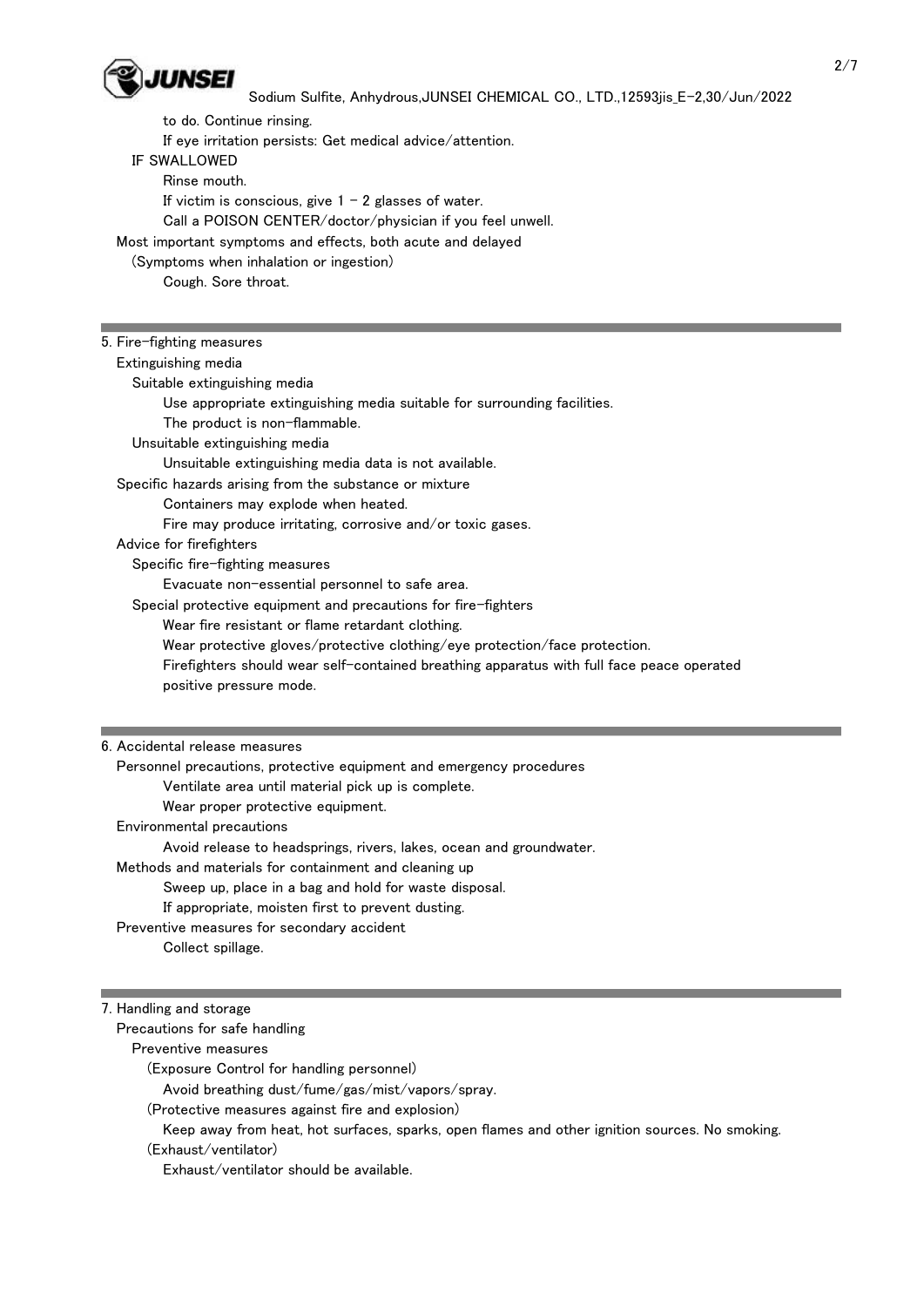to do. Continue rinsing.

If eye irritation persists: Get medical advice/attention.

IF SWALLOWED

Rinse mouth.

If victim is conscious, give 1 - 2 glasses of water.

Call a POISON CENTER/doctor/physician if you feel unwell.

Most important symptoms and effects, both acute and delayed

(Symptoms when inhalation or ingestion)

Cough. Sore throat.

## 5. Fire-fighting measures

Extinguishing media

Suitable extinguishing media

Use appropriate extinguishing media suitable for surrounding facilities.

The product is non-flammable.

Unsuitable extinguishing media

Unsuitable extinguishing media data is not available.

Specific hazards arising from the substance or mixture

Containers may explode when heated.

Fire may produce irritating, corrosive and/or toxic gases.

Advice for firefighters

Specific fire-fighting measures

Evacuate non-essential personnel to safe area.

Special protective equipment and precautions for fire-fighters

Wear fire resistant or flame retardant clothing.

Wear protective gloves/protective clothing/eye protection/face protection.

Firefighters should wear self-contained breathing apparatus with full face peace operated positive pressure mode.

## 6. Accidental release measures

Personnel precautions, protective equipment and emergency procedures

Ventilate area until material pick up is complete.

Wear proper protective equipment.

Environmental precautions

Avoid release to headsprings, rivers, lakes, ocean and groundwater.

Methods and materials for containment and cleaning up

Sweep up, place in a bag and hold for waste disposal.

If appropriate, moisten first to prevent dusting.

Preventive measures for secondary accident

Collect spillage.

## 7. Handling and storage

Precautions for safe handling

Preventive measures

(Exposure Control for handling personnel)

Avoid breathing dust/fume/gas/mist/vapors/spray.

(Protective measures against fire and explosion)

Keep away from heat, hot surfaces, sparks, open flames and other ignition sources. No smoking.

(Exhaust/ventilator)

Exhaust/ventilator should be available.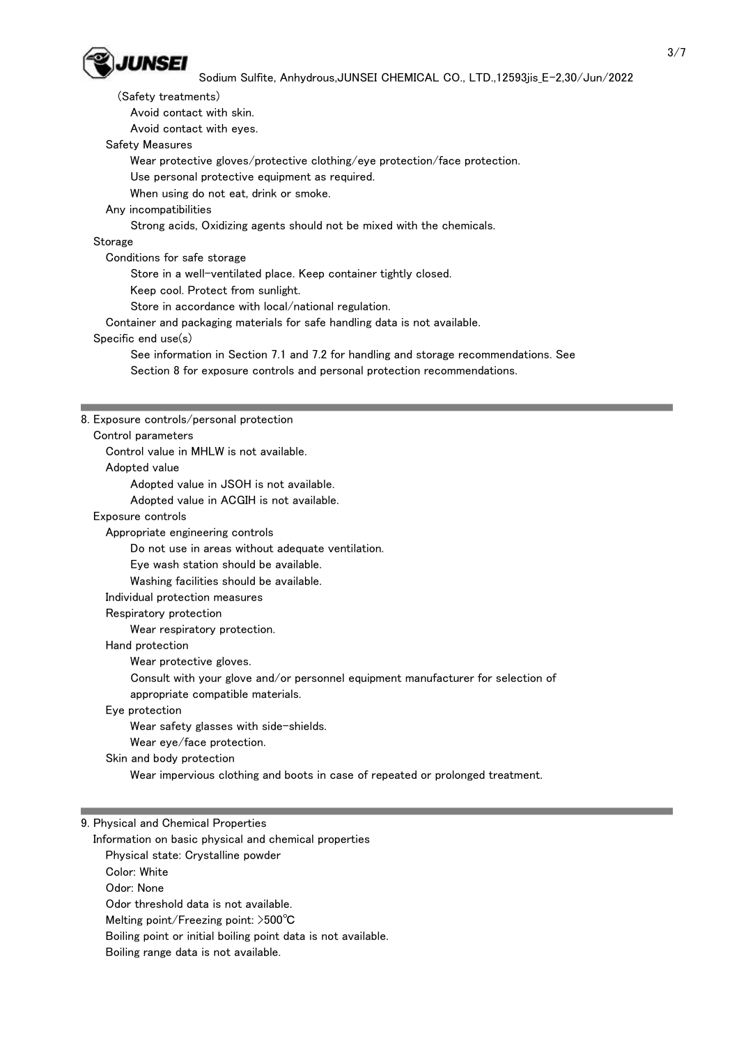(Safety treatments)

Avoid contact with skin.

Avoid contact with eyes.

Safety Measures

Wear protective gloves/protective clothing/eye protection/face protection.

Use personal protective equipment as required.

When using do not eat, drink or smoke.

Any incompatibilities

Strong acids, Oxidizing agents should not be mixed with the chemicals.

Storage

Conditions for safe storage

Store in a well-ventilated place. Keep container tightly closed.

Keep cool. Protect from sunlight.

Store in accordance with local/national regulation.

Container and packaging materials for safe handling data is not available.

Specific end use(s)

See information in Section 7.1 and 7.2 for handling and storage recommendations. See Section 8 for exposure controls and personal protection recommendations.

## 8. Exposure controls/personal protection

Control parameters

Control value in MHLW is not available.

Adopted value

Adopted value in JSOH is not available.

Adopted value in ACGIH is not available.

Exposure controls

Appropriate engineering controls

Do not use in areas without adequate ventilation.

Eye wash station should be available.

Washing facilities should be available.

Individual protection measures

Respiratory protection

Wear respiratory protection.

Hand protection

Wear protective gloves.

Consult with your glove and/or personnel equipment manufacturer for selection of appropriate compatible materials.

Eye protection

Wear safety glasses with side-shields.

Wear eye/face protection.

Skin and body protection

Wear impervious clothing and boots in case of repeated or prolonged treatment.

## 9. Physical and Chemical Properties

Information on basic physical and chemical properties

Physical state: Crystalline powder

Color: White

Odor: None

Odor threshold data is not available.

Melting point/Freezing point: >500℃

Boiling point or initial boiling point data is not available.

Boiling range data is not available.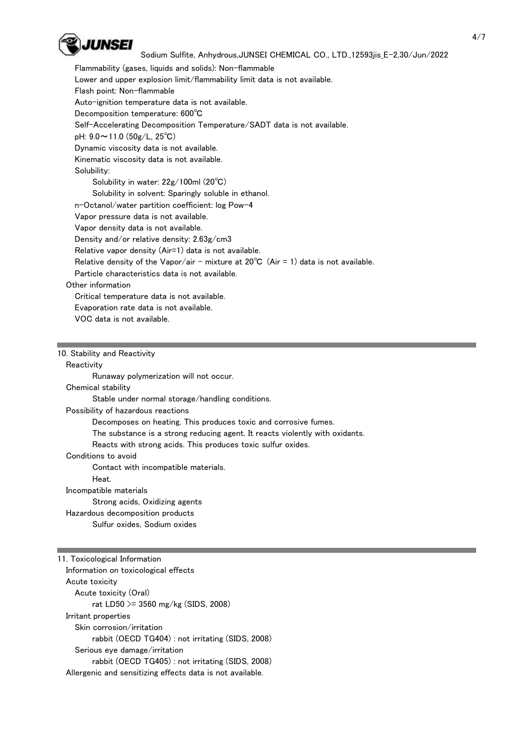Flammability (gases, liquids and solids): Non-flammable
Lower and upper explosion limit/flammability limit data is not available.
Flash point: Non-flammable
Auto-ignition temperature data is not available.
Decomposition temperature: 600℃
Self-Accelerating Decomposition Temperature/SADT data is not available.
pH: 9.0～11.0 (50g/L, 25℃)
Dynamic viscosity data is not available.
Kinematic viscosity data is not available.
Solubility:
  Solubility in water: 22g/100ml (20℃)
  Solubility in solvent: Sparingly soluble in ethanol.
n-Octanol/water partition coefficient: log Pow-4
Vapor pressure data is not available.
Vapor density data is not available.
Density and/or relative density: 2.63g/cm3
Relative vapor density (Air=1) data is not available.
Relative density of the Vapor/air - mixture at 20℃ (Air = 1) data is not available.
Particle characteristics data is not available.

Other information
Critical temperature data is not available.
Evaporation rate data is not available.
VOC data is not available.

## 10. Stability and Reactivity

Reactivity
  Runaway polymerization will not occur.
Chemical stability
  Stable under normal storage/handling conditions.
Possibility of hazardous reactions
  Decomposes on heating. This produces toxic and corrosive fumes.
  The substance is a strong reducing agent. It reacts violently with oxidants.
  Reacts with strong acids. This produces toxic sulfur oxides.
Conditions to avoid
  Contact with incompatible materials.
  Heat.
Incompatible materials
  Strong acids, Oxidizing agents
Hazardous decomposition products
  Sulfur oxides, Sodium oxides

## 11. Toxicological Information

Information on toxicological effects
Acute toxicity
  Acute toxicity (Oral)
    rat LD50 >= 3560 mg/kg (SIDS, 2008)
Irritant properties
  Skin corrosion/irritation
    rabbit (OECD TG404) : not irritating (SIDS, 2008)
  Serious eye damage/irritation
    rabbit (OECD TG405) : not irritating (SIDS, 2008)
Allergenic and sensitizing effects data is not available.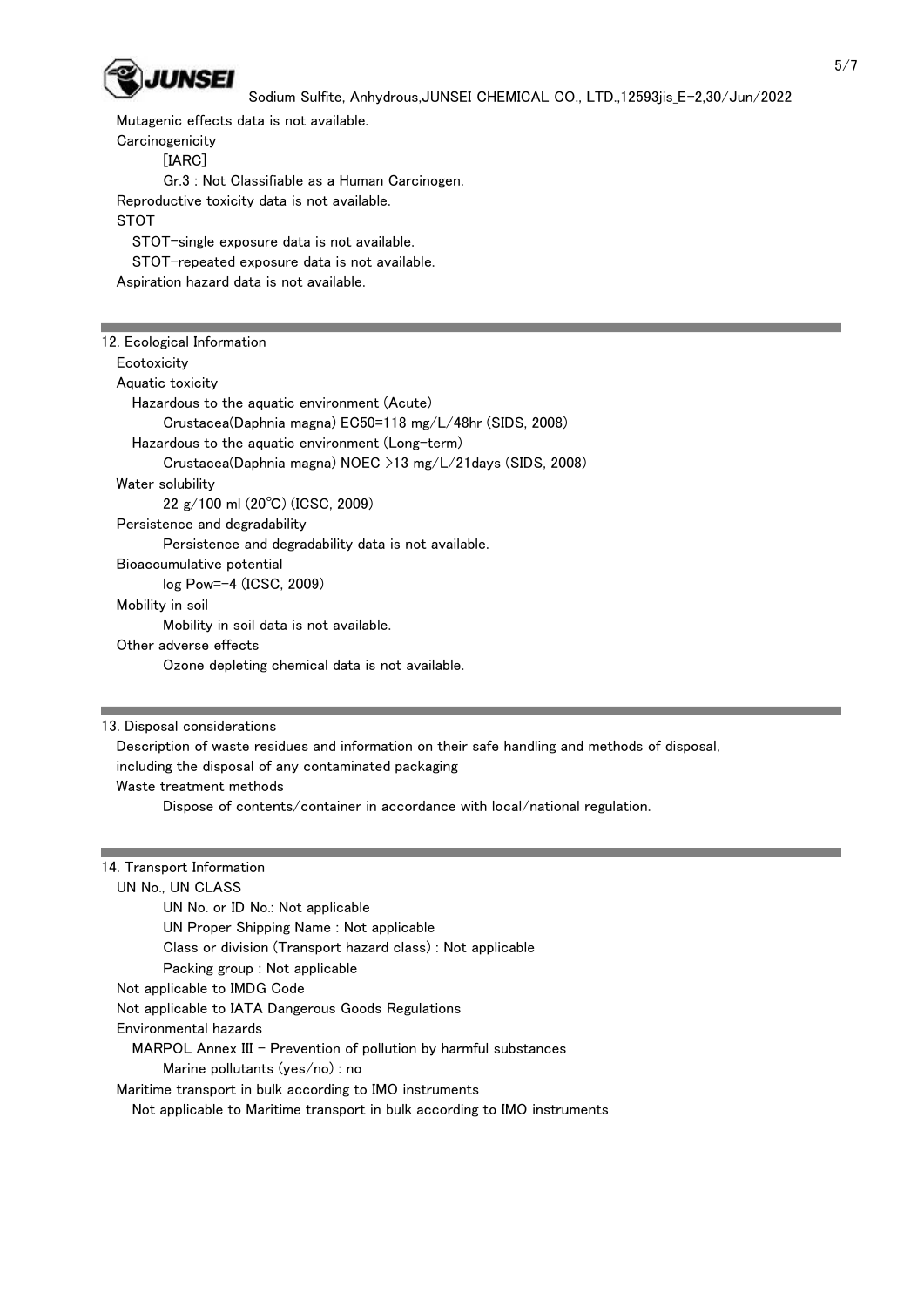Mutagenic effects data is not available.

Carcinogenicity

[IARC]

Gr.3 : Not Classifiable as a Human Carcinogen.

Reproductive toxicity data is not available.

STOT

STOT-single exposure data is not available.

STOT-repeated exposure data is not available.

Aspiration hazard data is not available.

## 12. Ecological Information

Ecotoxicity

Aquatic toxicity

Hazardous to the aquatic environment (Acute)

Crustacea(Daphnia magna) EC50=118 mg/L/48hr (SIDS, 2008)

Hazardous to the aquatic environment (Long-term)

Crustacea(Daphnia magna) NOEC >13 mg/L/21days (SIDS, 2008)

Water solubility

22 g/100 ml (20℃) (ICSC, 2009)

Persistence and degradability

Persistence and degradability data is not available.

Bioaccumulative potential

log Pow=-4 (ICSC, 2009)

Mobility in soil

Mobility in soil data is not available.

Other adverse effects

Ozone depleting chemical data is not available.

## 13. Disposal considerations

Description of waste residues and information on their safe handling and methods of disposal, including the disposal of any contaminated packaging

Waste treatment methods

Dispose of contents/container in accordance with local/national regulation.

## 14. Transport Information

UN No., UN CLASS

UN No. or ID No.: Not applicable

UN Proper Shipping Name : Not applicable

Class or division (Transport hazard class) : Not applicable

Packing group : Not applicable

Not applicable to IMDG Code

Not applicable to IATA Dangerous Goods Regulations

Environmental hazards

MARPOL Annex III - Prevention of pollution by harmful substances

Marine pollutants (yes/no) : no

Maritime transport in bulk according to IMO instruments

Not applicable to Maritime transport in bulk according to IMO instruments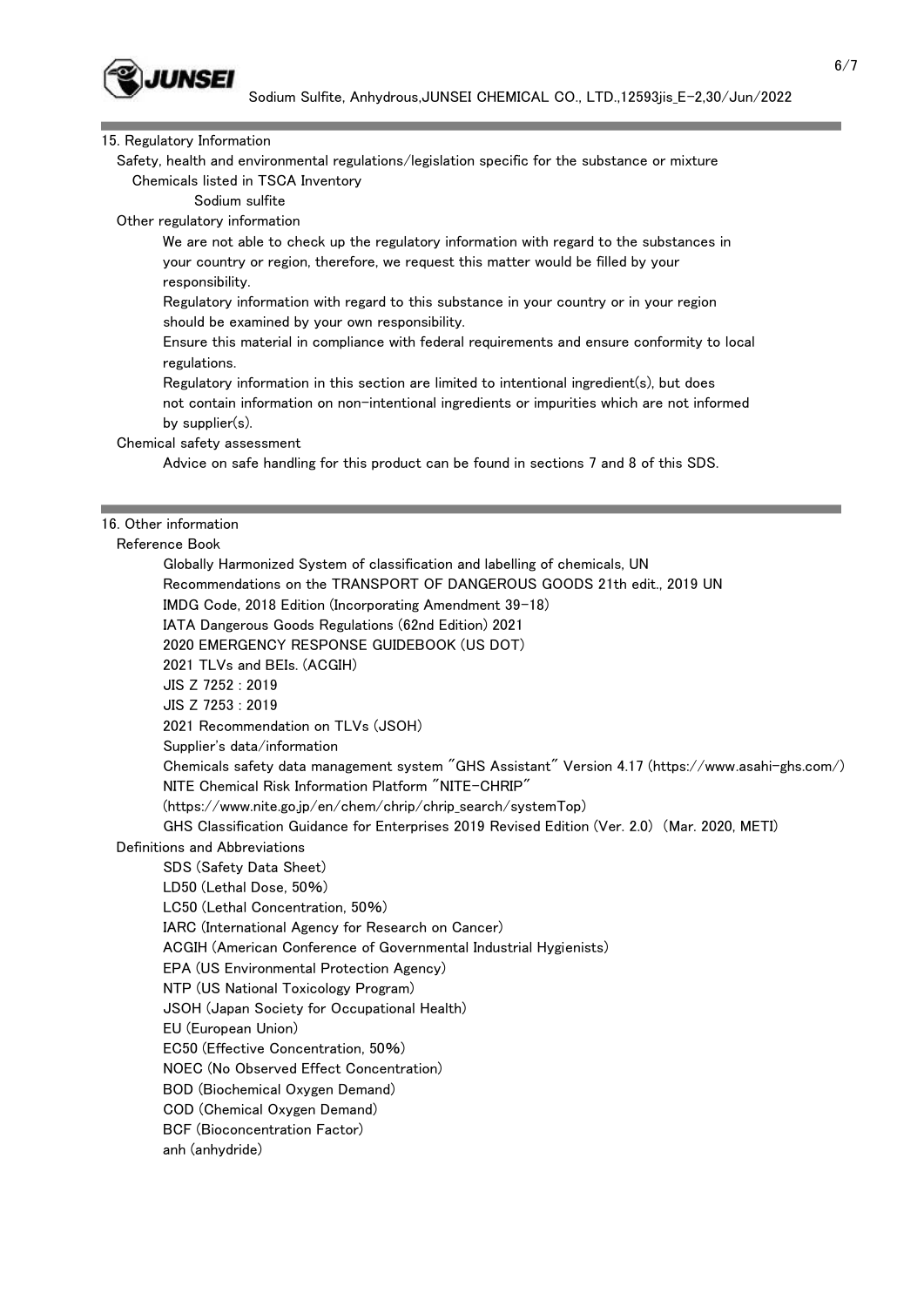## 15. Regulatory Information

Safety, health and environmental regulations/legislation specific for the substance or mixture

Chemicals listed in TSCA Inventory

Sodium sulfite

Other regulatory information

We are not able to check up the regulatory information with regard to the substances in your country or region, therefore, we request this matter would be filled by your responsibility.

Regulatory information with regard to this substance in your country or in your region should be examined by your own responsibility.

Ensure this material in compliance with federal requirements and ensure conformity to local regulations.

Regulatory information in this section are limited to intentional ingredient(s), but does not contain information on non-intentional ingredients or impurities which are not informed by supplier(s).

Chemical safety assessment

Advice on safe handling for this product can be found in sections 7 and 8 of this SDS.

## 16. Other information

Reference Book

- Globally Harmonized System of classification and labelling of chemicals, UN
- Recommendations on the TRANSPORT OF DANGEROUS GOODS 21th edit., 2019 UN
- IMDG Code, 2018 Edition (Incorporating Amendment 39-18)
- IATA Dangerous Goods Regulations (62nd Edition) 2021
- 2020 EMERGENCY RESPONSE GUIDEBOOK (US DOT)
- 2021 TLVs and BEIs. (ACGIH)
- JIS Z 7252 : 2019
- JIS Z 7253 : 2019
- 2021 Recommendation on TLVs (JSOH)
- Supplier's data/information
- Chemicals safety data management system "GHS Assistant" Version 4.17 (https://www.asahi-ghs.com/)
- NITE Chemical Risk Information Platform "NITE-CHRIP" (https://www.nite.go.jp/en/chem/chrip/chrip_search/systemTop)
- GHS Classification Guidance for Enterprises 2019 Revised Edition (Ver. 2.0) (Mar. 2020, METI)

Definitions and Abbreviations

- SDS (Safety Data Sheet)
- LD50 (Lethal Dose, 50%)
- LC50 (Lethal Concentration, 50%)
- IARC (International Agency for Research on Cancer)
- ACGIH (American Conference of Governmental Industrial Hygienists)
- EPA (US Environmental Protection Agency)
- NTP (US National Toxicology Program)
- JSOH (Japan Society for Occupational Health)
- EU (European Union)
- EC50 (Effective Concentration, 50%)
- NOEC (No Observed Effect Concentration)
- BOD (Biochemical Oxygen Demand)
- COD (Chemical Oxygen Demand)
- BCF (Bioconcentration Factor)
- anh (anhydride)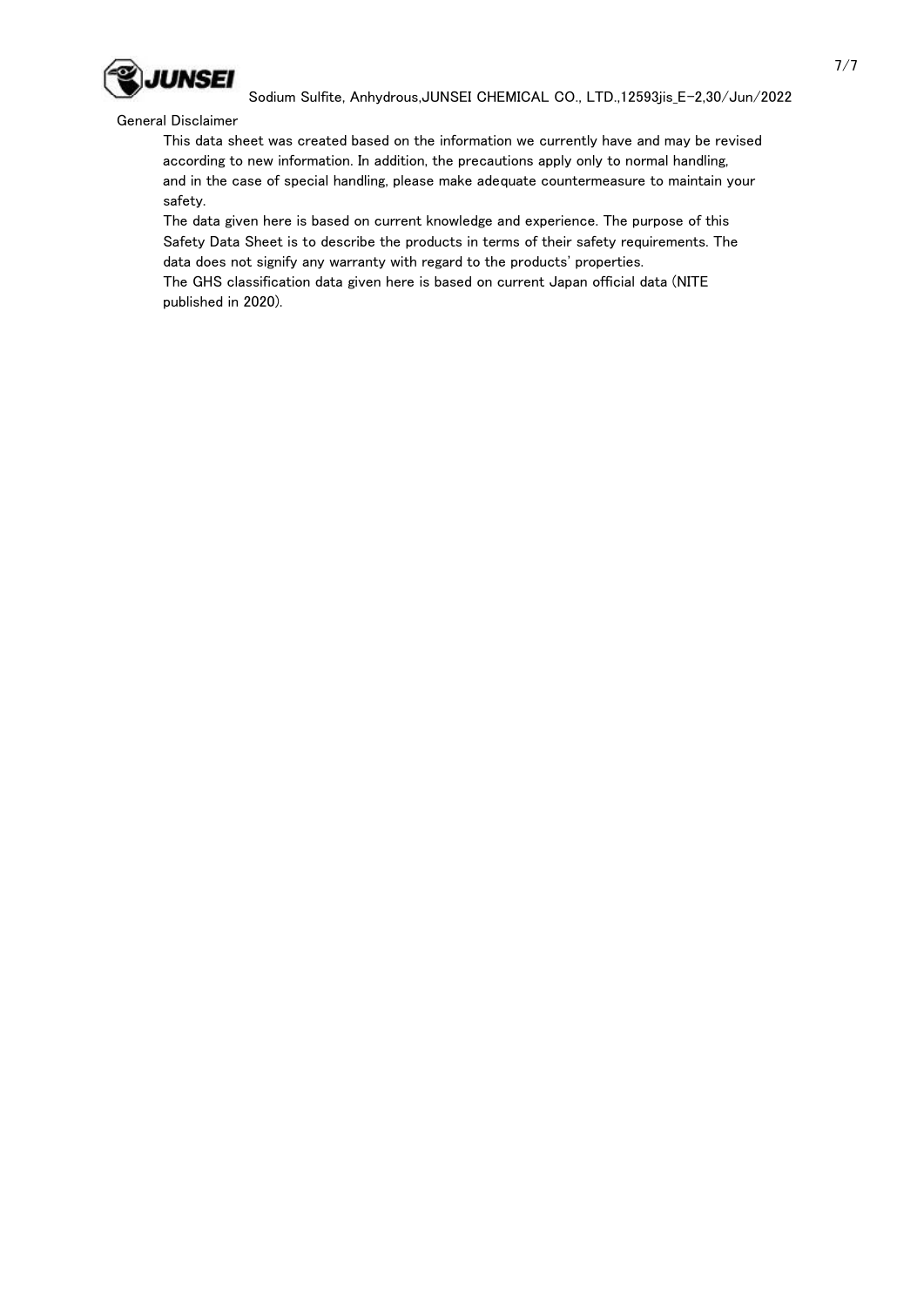## General Disclaimer

This data sheet was created based on the information we currently have and may be revised according to new information. In addition, the precautions apply only to normal handling, and in the case of special handling, please make adequate countermeasure to maintain your safety.

The data given here is based on current knowledge and experience. The purpose of this Safety Data Sheet is to describe the products in terms of their safety requirements. The data does not signify any warranty with regard to the products' properties.

The GHS classification data given here is based on current Japan official data (NITE published in 2020).